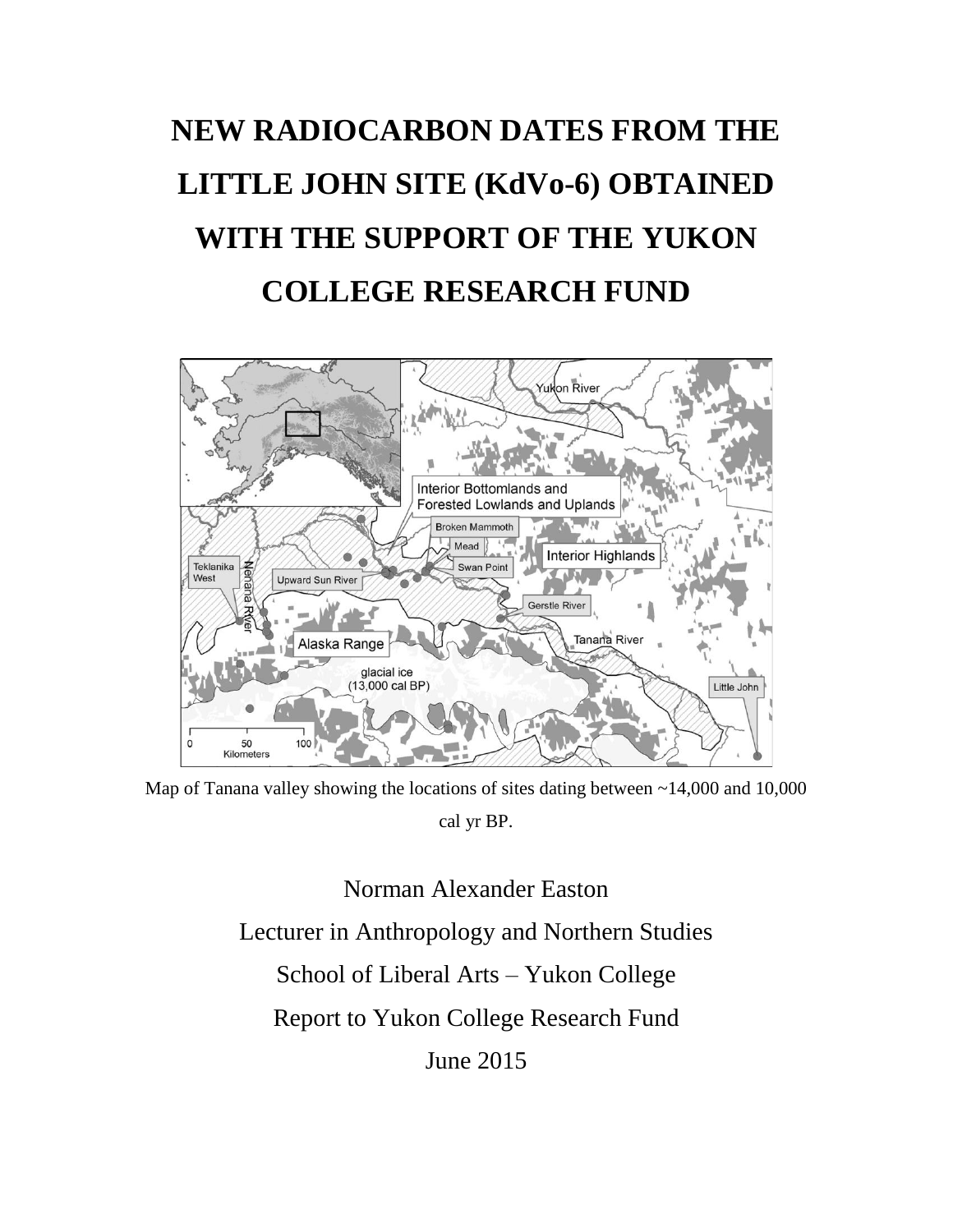# NEW RADIOCARBON DATES FROM THE LITTLE JOHN SITE (KdVo-6) OBTAINED WITH THE SUPPORT OF THE YUKON COLLEGE RESEARCH FUND

Yukon River
Interior Bottomlands and Forested Lowlands and Uplands
Broken Mammoth
Mead
Interior Highlands
Swan Point
Teklanika West
Nenana River
Upward Sun River
Gerstle River
Tanana River
Alaska Range
glacial ice (13,000 cal BP)
Little John
0 50 100
Kilometers

Map of Tanana valley showing the locations of sites dating between ~14,000 and 10,000 cal yr BP.

Norman Alexander Easton

Lecturer in Anthropology and Northern Studies

School of Liberal Arts – Yukon College

Report to Yukon College Research Fund

June 2015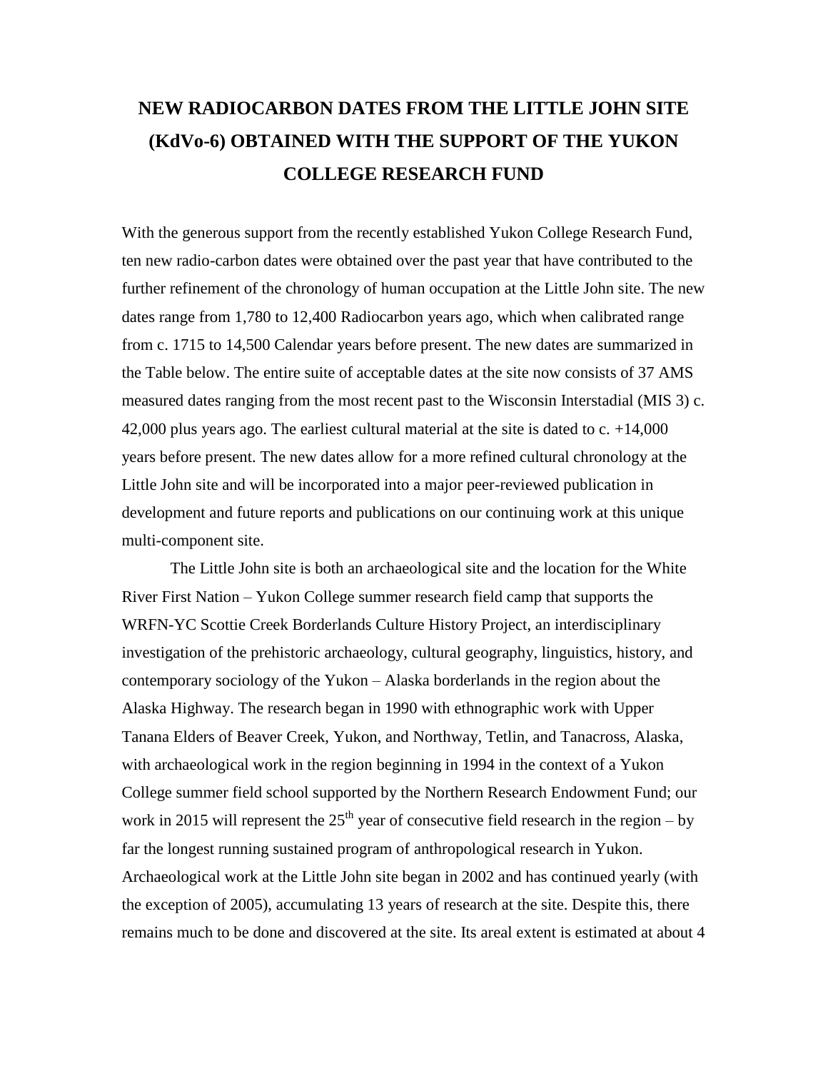# NEW RADIOCARBON DATES FROM THE LITTLE JOHN SITE (KdVo-6) OBTAINED WITH THE SUPPORT OF THE YUKON COLLEGE RESEARCH FUND

With the generous support from the recently established Yukon College Research Fund, ten new radio-carbon dates were obtained over the past year that have contributed to the further refinement of the chronology of human occupation at the Little John site. The new dates range from 1,780 to 12,400 Radiocarbon years ago, which when calibrated range from c. 1715 to 14,500 Calendar years before present. The new dates are summarized in the Table below. The entire suite of acceptable dates at the site now consists of 37 AMS measured dates ranging from the most recent past to the Wisconsin Interstadial (MIS 3) c. 42,000 plus years ago. The earliest cultural material at the site is dated to c. +14,000 years before present. The new dates allow for a more refined cultural chronology at the Little John site and will be incorporated into a major peer-reviewed publication in development and future reports and publications on our continuing work at this unique multi-component site.

The Little John site is both an archaeological site and the location for the White River First Nation – Yukon College summer research field camp that supports the WRFN-YC Scottie Creek Borderlands Culture History Project, an interdisciplinary investigation of the prehistoric archaeology, cultural geography, linguistics, history, and contemporary sociology of the Yukon – Alaska borderlands in the region about the Alaska Highway. The research began in 1990 with ethnographic work with Upper Tanana Elders of Beaver Creek, Yukon, and Northway, Tetlin, and Tanacross, Alaska, with archaeological work in the region beginning in 1994 in the context of a Yukon College summer field school supported by the Northern Research Endowment Fund; our work in 2015 will represent the 25th year of consecutive field research in the region – by far the longest running sustained program of anthropological research in Yukon. Archaeological work at the Little John site began in 2002 and has continued yearly (with the exception of 2005), accumulating 13 years of research at the site. Despite this, there remains much to be done and discovered at the site. Its areal extent is estimated at about 4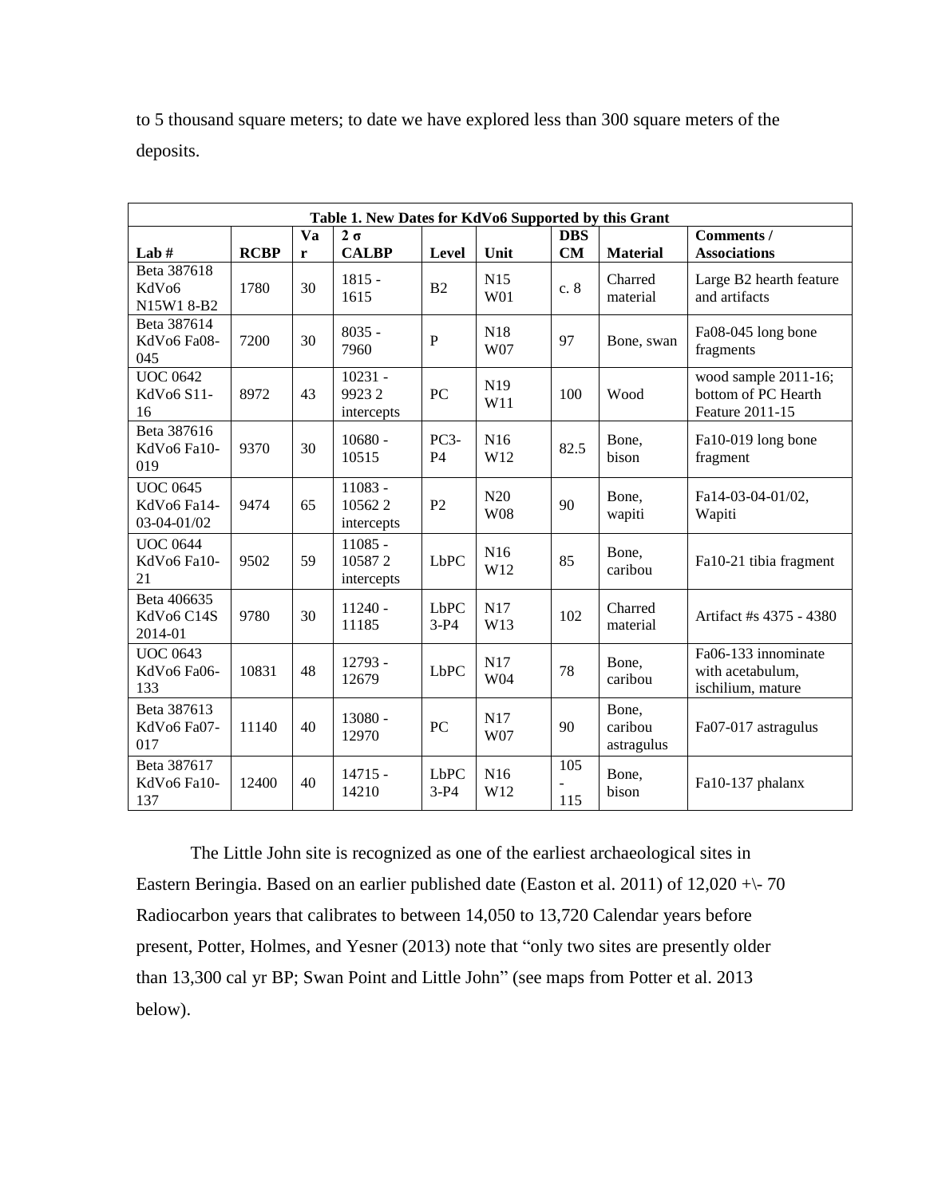to 5 thousand square meters; to date we have explored less than 300 square meters of the deposits.

| Table 1. New Dates for KdVo6 Supported by this Grant | | | | | | | | |
|---|---|---|---|---|---|---|---|---|
| Lab # | RCBP | Var | 2 σ CALBP | Level | Unit | DBS CM | Material | Comments / Associations |
| Beta 387618 KdVo6 N15W1 8-B2 | 1780 | 30 | 1815 - 1615 | B2 | N15 W01 | c. 8 | Charred material | Large B2 hearth feature and artifacts |
| Beta 387614 KdVo6 Fa08-045 | 7200 | 30 | 8035 - 7960 | P | N18 W07 | 97 | Bone, swan | Fa08-045 long bone fragments |
| UOC 0642 KdVo6 S11-16 | 8972 | 43 | 10231 - 9923 2 intercepts | PC | N19 W11 | 100 | Wood | wood sample 2011-16; bottom of PC Hearth Feature 2011-15 |
| Beta 387616 KdVo6 Fa10-019 | 9370 | 30 | 10680 - 10515 | PC3-P4 | N16 W12 | 82.5 | Bone, bison | Fa10-019 long bone fragment |
| UOC 0645 KdVo6 Fa14-03-04-01/02 | 9474 | 65 | 11083 - 10562 2 intercepts | P2 | N20 W08 | 90 | Bone, wapiti | Fa14-03-04-01/02, Wapiti |
| UOC 0644 KdVo6 Fa10-21 | 9502 | 59 | 11085 - 10587 2 intercepts | LbPC | N16 W12 | 85 | Bone, caribou | Fa10-21 tibia fragment |
| Beta 406635 KdVo6 C14S 2014-01 | 9780 | 30 | 11240 - 11185 | LbPC 3-P4 | N17 W13 | 102 | Charred material | Artifact #s 4375 - 4380 |
| UOC 0643 KdVo6 Fa06-133 | 10831 | 48 | 12793 - 12679 | LbPC | N17 W04 | 78 | Bone, caribou | Fa06-133 innominate with acetabulum, ischilium, mature |
| Beta 387613 KdVo6 Fa07-017 | 11140 | 40 | 13080 - 12970 | PC | N17 W07 | 90 | Bone, caribou astragulus | Fa07-017 astragulus |
| Beta 387617 KdVo6 Fa10-137 | 12400 | 40 | 14715 - 14210 | LbPC 3-P4 | N16 W12 | 105 - 115 | Bone, bison | Fa10-137 phalanx |

The Little John site is recognized as one of the earliest archaeological sites in Eastern Beringia. Based on an earlier published date (Easton et al. 2011) of 12,020 +\- 70 Radiocarbon years that calibrates to between 14,050 to 13,720 Calendar years before present, Potter, Holmes, and Yesner (2013) note that "only two sites are presently older than 13,300 cal yr BP; Swan Point and Little John" (see maps from Potter et al. 2013 below).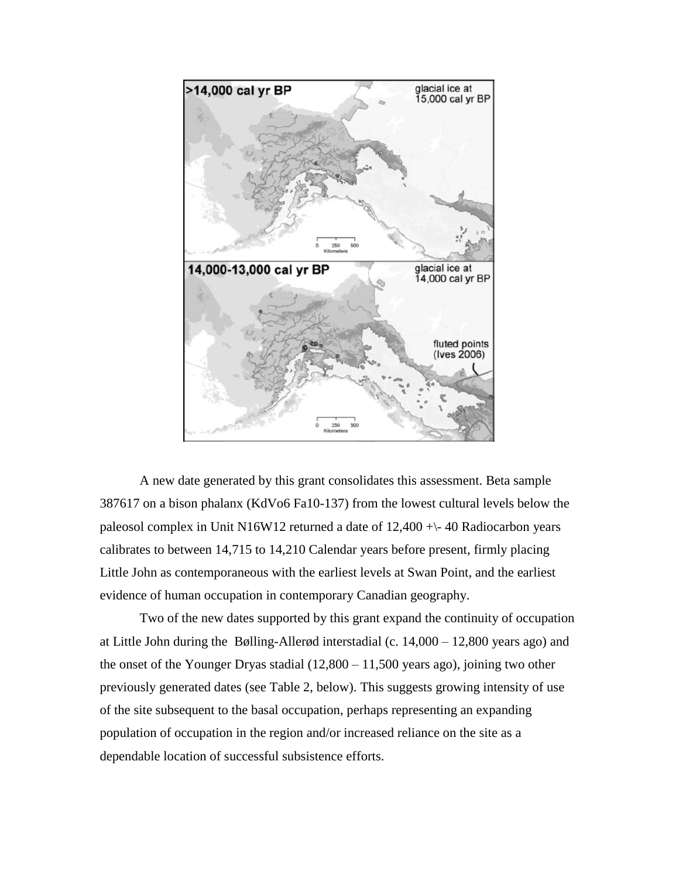>14,000 cal yr BP

glacial ice at 15,000 cal yr BP

0 250 500
Kilometers

14,000-13,000 cal yr BP

glacial ice at 14,000 cal yr BP

fluted points (Ives 2006)

0 250 500
Kilometers

A new date generated by this grant consolidates this assessment. Beta sample 387617 on a bison phalanx (KdVo6 Fa10-137) from the lowest cultural levels below the paleosol complex in Unit N16W12 returned a date of 12,400 +\- 40 Radiocarbon years calibrates to between 14,715 to 14,210 Calendar years before present, firmly placing Little John as contemporaneous with the earliest levels at Swan Point, and the earliest evidence of human occupation in contemporary Canadian geography.

Two of the new dates supported by this grant expand the continuity of occupation at Little John during the Bølling-Allerød interstadial (c. 14,000 – 12,800 years ago) and the onset of the Younger Dryas stadial (12,800 – 11,500 years ago), joining two other previously generated dates (see Table 2, below). This suggests growing intensity of use of the site subsequent to the basal occupation, perhaps representing an expanding population of occupation in the region and/or increased reliance on the site as a dependable location of successful subsistence efforts.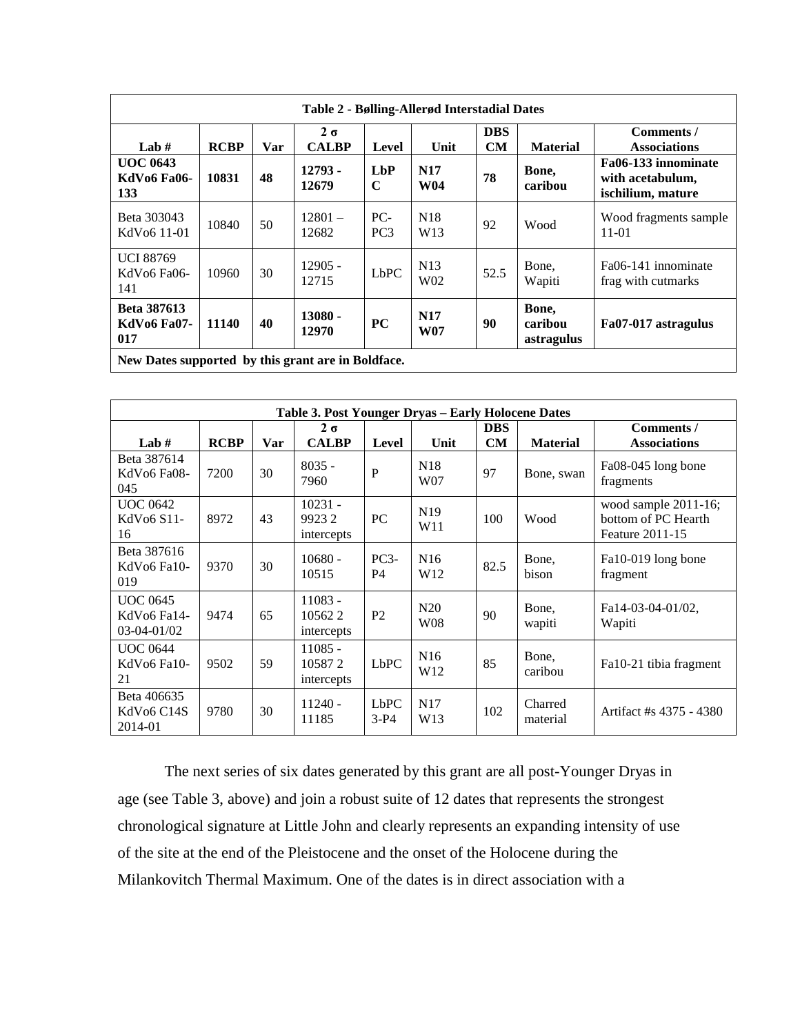| Table 2 - Bølling-Allerød Interstadial Dates | | | | | | | | |
|---|---|---|---|---|---|---|---|---|
| **Lab #** | **RCBP** | **Var** | **2 σ CALBP** | **Level** | **Unit** | **DBS CM** | **Material** | **Comments / Associations** |
| **UOC 0643 KdVo6 Fa06-133** | **10831** | **48** | **12793 - 12679** | **LbPC** | **N17 W04** | **78** | **Bone, caribou** | **Fa06-133 innominate with acetabulum, ischilium, mature** |
| Beta 303043 KdVo6 11-01 | 10840 | 50 | 12801 – 12682 | PC-PC3 | N18 W13 | 92 | Wood | Wood fragments sample 11-01 |
| UCI 88769 KdVo6 Fa06-141 | 10960 | 30 | 12905 - 12715 | LbPC | N13 W02 | 52.5 | Bone, Wapiti | Fa06-141 innominate frag with cutmarks |
| **Beta 387613 KdVo6 Fa07-017** | **11140** | **40** | **13080 - 12970** | **PC** | **N17 W07** | **90** | **Bone, caribou astragulus** | **Fa07-017 astragulus** |
| **New Dates supported by this grant are in Boldface.** | | | | | | | | |

| Table 3. Post Younger Dryas – Early Holocene Dates | | | | | | | | |
|---|---|---|---|---|---|---|---|---|
| **Lab #** | **RCBP** | **Var** | **2 σ CALBP** | **Level** | **Unit** | **DBS CM** | **Material** | **Comments / Associations** |
| Beta 387614 KdVo6 Fa08-045 | 7200 | 30 | 8035 - 7960 | P | N18 W07 | 97 | Bone, swan | Fa08-045 long bone fragments |
| UOC 0642 KdVo6 S11-16 | 8972 | 43 | 10231 - 9923 2 intercepts | PC | N19 W11 | 100 | Wood | wood sample 2011-16; bottom of PC Hearth Feature 2011-15 |
| Beta 387616 KdVo6 Fa10-019 | 9370 | 30 | 10680 - 10515 | PC3-P4 | N16 W12 | 82.5 | Bone, bison | Fa10-019 long bone fragment |
| UOC 0645 KdVo6 Fa14-03-04-01/02 | 9474 | 65 | 11083 - 10562 2 intercepts | P2 | N20 W08 | 90 | Bone, wapiti | Fa14-03-04-01/02, Wapiti |
| UOC 0644 KdVo6 Fa10-21 | 9502 | 59 | 11085 - 10587 2 intercepts | LbPC | N16 W12 | 85 | Bone, caribou | Fa10-21 tibia fragment |
| Beta 406635 KdVo6 C14S 2014-01 | 9780 | 30 | 11240 - 11185 | LbPC 3-P4 | N17 W13 | 102 | Charred material | Artifact #s 4375 - 4380 |

The next series of six dates generated by this grant are all post-Younger Dryas in age (see Table 3, above) and join a robust suite of 12 dates that represents the strongest chronological signature at Little John and clearly represents an expanding intensity of use of the site at the end of the Pleistocene and the onset of the Holocene during the Milankovitch Thermal Maximum. One of the dates is in direct association with a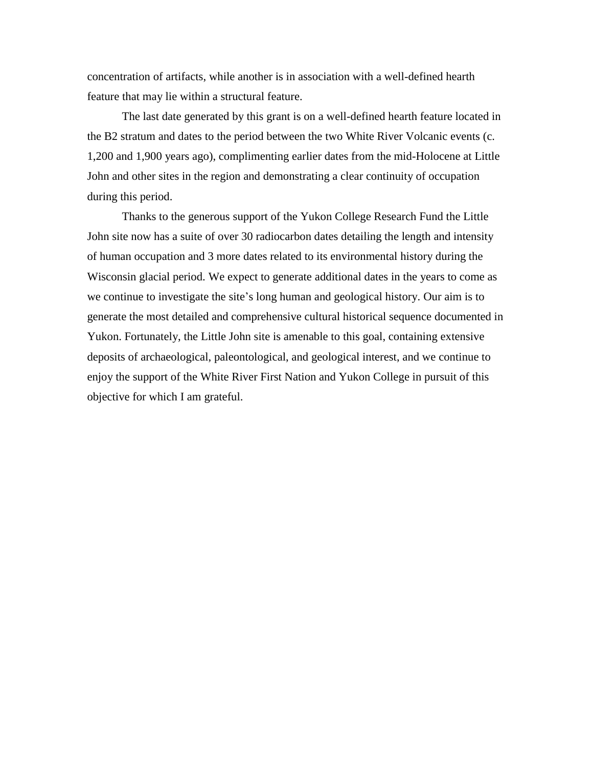concentration of artifacts, while another is in association with a well-defined hearth feature that may lie within a structural feature.

The last date generated by this grant is on a well-defined hearth feature located in the B2 stratum and dates to the period between the two White River Volcanic events (c. 1,200 and 1,900 years ago), complimenting earlier dates from the mid-Holocene at Little John and other sites in the region and demonstrating a clear continuity of occupation during this period.

Thanks to the generous support of the Yukon College Research Fund the Little John site now has a suite of over 30 radiocarbon dates detailing the length and intensity of human occupation and 3 more dates related to its environmental history during the Wisconsin glacial period. We expect to generate additional dates in the years to come as we continue to investigate the site's long human and geological history. Our aim is to generate the most detailed and comprehensive cultural historical sequence documented in Yukon. Fortunately, the Little John site is amenable to this goal, containing extensive deposits of archaeological, paleontological, and geological interest, and we continue to enjoy the support of the White River First Nation and Yukon College in pursuit of this objective for which I am grateful.